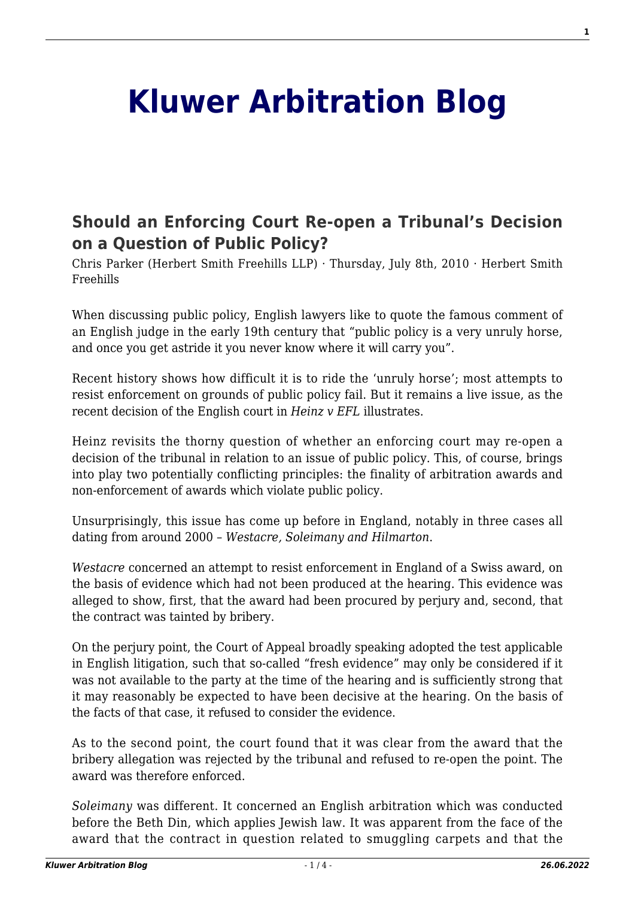# Kluwer Arbitration Blog

## Should an Enforcing Court Re-open a Tribunal's Decision on a Question of Public Policy?

Chris Parker (Herbert Smith Freehills LLP) · Thursday, July 8th, 2010 · Herbert Smith Freehills

When discussing public policy, English lawyers like to quote the famous comment of an English judge in the early 19th century that "public policy is a very unruly horse, and once you get astride it you never know where it will carry you".

Recent history shows how difficult it is to ride the 'unruly horse'; most attempts to resist enforcement on grounds of public policy fail. But it remains a live issue, as the recent decision of the English court in *Heinz v EFL* illustrates.

Heinz revisits the thorny question of whether an enforcing court may re-open a decision of the tribunal in relation to an issue of public policy. This, of course, brings into play two potentially conflicting principles: the finality of arbitration awards and non-enforcement of awards which violate public policy.

Unsurprisingly, this issue has come up before in England, notably in three cases all dating from around 2000 – *Westacre, Soleimany and Hilmarton*.

*Westacre* concerned an attempt to resist enforcement in England of a Swiss award, on the basis of evidence which had not been produced at the hearing. This evidence was alleged to show, first, that the award had been procured by perjury and, second, that the contract was tainted by bribery.

On the perjury point, the Court of Appeal broadly speaking adopted the test applicable in English litigation, such that so-called "fresh evidence" may only be considered if it was not available to the party at the time of the hearing and is sufficiently strong that it may reasonably be expected to have been decisive at the hearing. On the basis of the facts of that case, it refused to consider the evidence.

As to the second point, the court found that it was clear from the award that the bribery allegation was rejected by the tribunal and refused to re-open the point. The award was therefore enforced.

*Soleimany* was different. It concerned an English arbitration which was conducted before the Beth Din, which applies Jewish law. It was apparent from the face of the award that the contract in question related to smuggling carpets and that the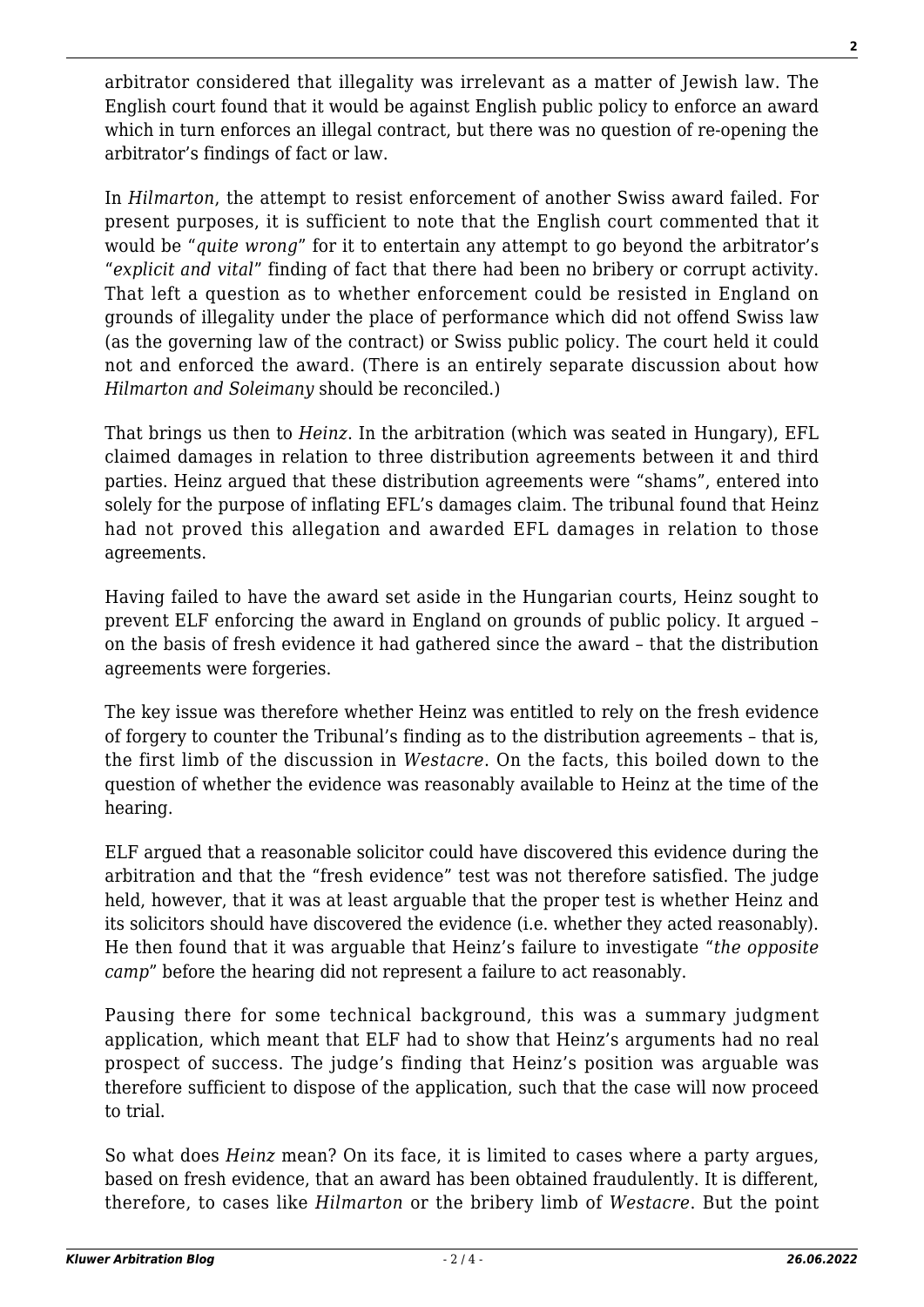arbitrator considered that illegality was irrelevant as a matter of Jewish law. The English court found that it would be against English public policy to enforce an award which in turn enforces an illegal contract, but there was no question of re-opening the arbitrator's findings of fact or law.

In *Hilmarton*, the attempt to resist enforcement of another Swiss award failed. For present purposes, it is sufficient to note that the English court commented that it would be "*quite wrong*" for it to entertain any attempt to go beyond the arbitrator's "*explicit and vital*" finding of fact that there had been no bribery or corrupt activity. That left a question as to whether enforcement could be resisted in England on grounds of illegality under the place of performance which did not offend Swiss law (as the governing law of the contract) or Swiss public policy. The court held it could not and enforced the award. (There is an entirely separate discussion about how *Hilmarton and Soleimany* should be reconciled.)

That brings us then to *Heinz*. In the arbitration (which was seated in Hungary), EFL claimed damages in relation to three distribution agreements between it and third parties. Heinz argued that these distribution agreements were "shams", entered into solely for the purpose of inflating EFL's damages claim. The tribunal found that Heinz had not proved this allegation and awarded EFL damages in relation to those agreements.

Having failed to have the award set aside in the Hungarian courts, Heinz sought to prevent ELF enforcing the award in England on grounds of public policy. It argued – on the basis of fresh evidence it had gathered since the award – that the distribution agreements were forgeries.

The key issue was therefore whether Heinz was entitled to rely on the fresh evidence of forgery to counter the Tribunal's finding as to the distribution agreements – that is, the first limb of the discussion in *Westacre*. On the facts, this boiled down to the question of whether the evidence was reasonably available to Heinz at the time of the hearing.

ELF argued that a reasonable solicitor could have discovered this evidence during the arbitration and that the "fresh evidence" test was not therefore satisfied. The judge held, however, that it was at least arguable that the proper test is whether Heinz and its solicitors should have discovered the evidence (i.e. whether they acted reasonably). He then found that it was arguable that Heinz's failure to investigate "*the opposite camp*" before the hearing did not represent a failure to act reasonably.

Pausing there for some technical background, this was a summary judgment application, which meant that ELF had to show that Heinz's arguments had no real prospect of success. The judge's finding that Heinz's position was arguable was therefore sufficient to dispose of the application, such that the case will now proceed to trial.

So what does *Heinz* mean? On its face, it is limited to cases where a party argues, based on fresh evidence, that an award has been obtained fraudulently. It is different, therefore, to cases like *Hilmarton* or the bribery limb of *Westacre*. But the point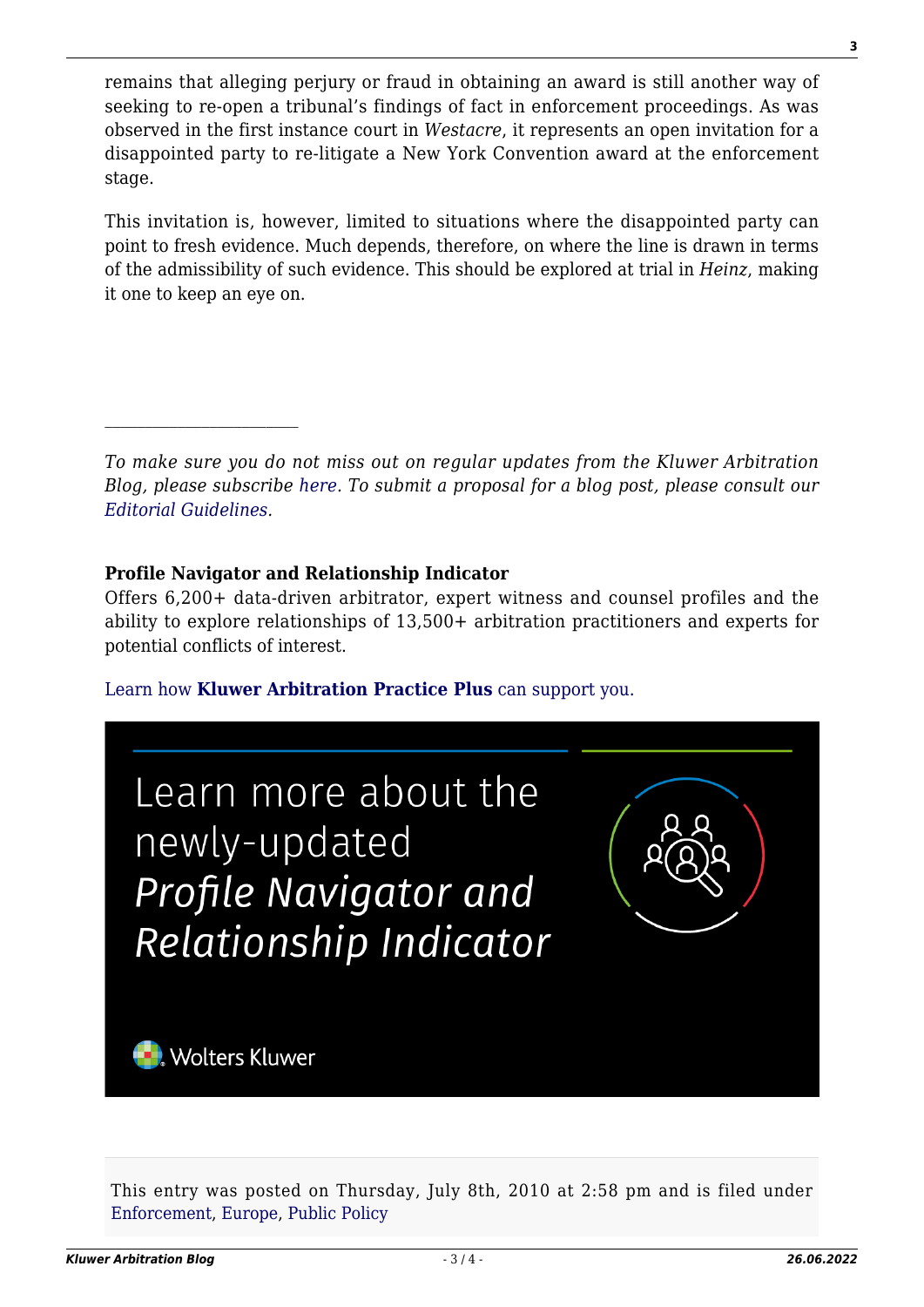remains that alleging perjury or fraud in obtaining an award is still another way of seeking to re-open a tribunal's findings of fact in enforcement proceedings. As was observed in the first instance court in *Westacre*, it represents an open invitation for a disappointed party to re-litigate a New York Convention award at the enforcement stage.

This invitation is, however, limited to situations where the disappointed party can point to fresh evidence. Much depends, therefore, on where the line is drawn in terms of the admissibility of such evidence. This should be explored at trial in *Heinz*, making it one to keep an eye on.

---

*To make sure you do not miss out on regular updates from the Kluwer Arbitration Blog, please subscribe here. To submit a proposal for a blog post, please consult our Editorial Guidelines.*

**Profile Navigator and Relationship Indicator**

Offers 6,200+ data-driven arbitrator, expert witness and counsel profiles and the ability to explore relationships of 13,500+ arbitration practitioners and experts for potential conflicts of interest.

Learn how **Kluwer Arbitration Practice Plus** can support you.

Learn more about the newly-updated *Profile Navigator and Relationship Indicator*

Wolters Kluwer

This entry was posted on Thursday, July 8th, 2010 at 2:58 pm and is filed under Enforcement, Europe, Public Policy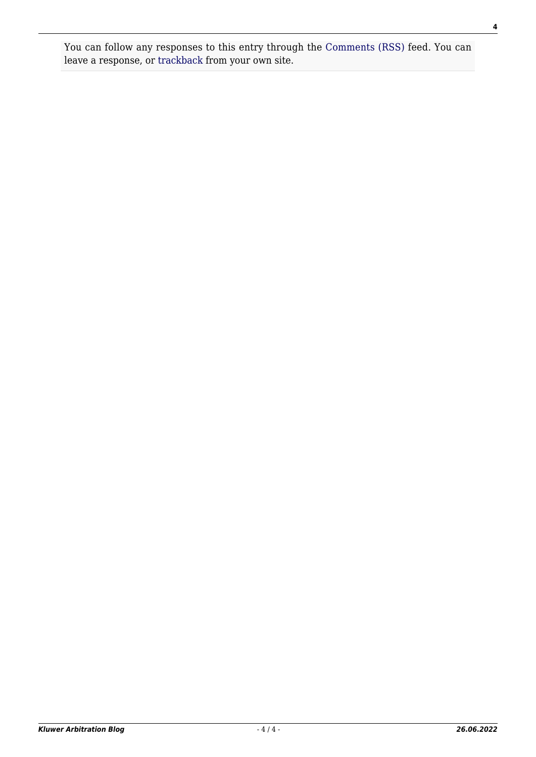You can follow any responses to this entry through the Comments (RSS) feed. You can leave a response, or trackback from your own site.